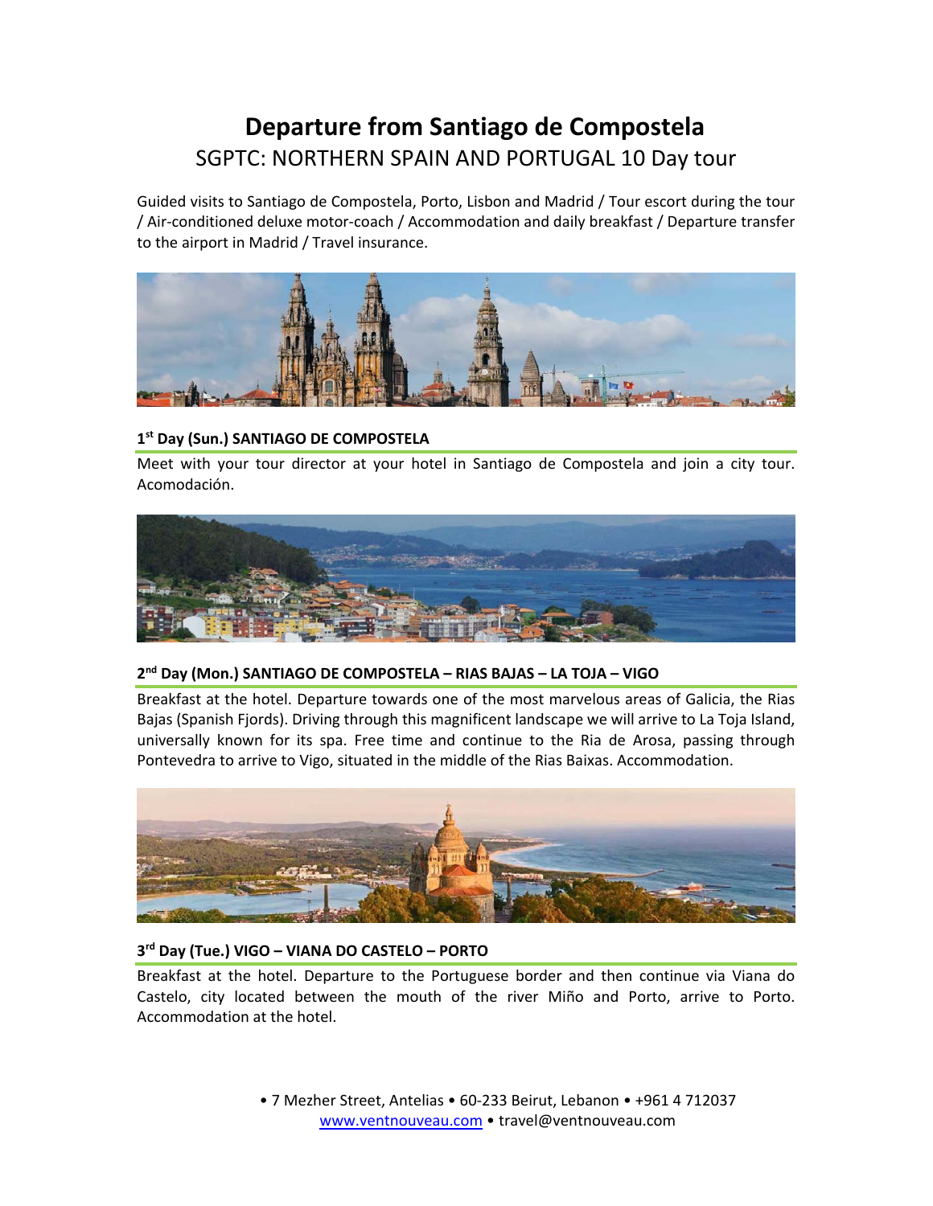# Departure from Santiago de Compostela

## SGPTC: NORTHERN SPAIN AND PORTUGAL 10 Day tour

Guided visits to Santiago de Compostela, Porto, Lisbon and Madrid / Tour escort during the tour / Air-conditioned deluxe motor-coach / Accommodation and daily breakfast / Departure transfer to the airport in Madrid / Travel insurance.

### 1st Day (Sun.) SANTIAGO DE COMPOSTELA

Meet with your tour director at your hotel in Santiago de Compostela and join a city tour. Acomodación.

### 2nd Day (Mon.) SANTIAGO DE COMPOSTELA – RIAS BAJAS – LA TOJA – VIGO

Breakfast at the hotel. Departure towards one of the most marvelous areas of Galicia, the Rias Bajas (Spanish Fjords). Driving through this magnificent landscape we will arrive to La Toja Island, universally known for its spa. Free time and continue to the Ria de Arosa, passing through Pontevedra to arrive to Vigo, situated in the middle of the Rias Baixas. Accommodation.

### 3rd Day (Tue.) VIGO – VIANA DO CASTELO – PORTO

Breakfast at the hotel. Departure to the Portuguese border and then continue via Viana do Castelo, city located between the mouth of the river Miño and Porto, arrive to Porto. Accommodation at the hotel.

• 7 Mezher Street, Antelias • 60-233 Beirut, Lebanon • +961 4 712037
www.ventnouveau.com • travel@ventnouveau.com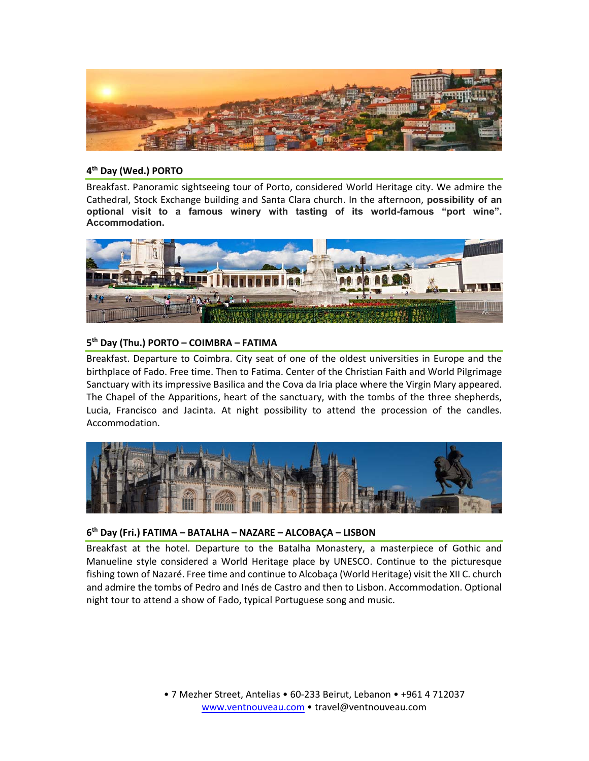### 4th Day (Wed.) PORTO

Breakfast. Panoramic sightseeing tour of Porto, considered World Heritage city. We admire the Cathedral, Stock Exchange building and Santa Clara church. In the afternoon, **possibility of an optional visit to a famous winery with tasting of its world-famous "port wine". Accommodation.**

### 5th Day (Thu.) PORTO – COIMBRA – FATIMA

Breakfast. Departure to Coimbra. City seat of one of the oldest universities in Europe and the birthplace of Fado. Free time. Then to Fatima. Center of the Christian Faith and World Pilgrimage Sanctuary with its impressive Basilica and the Cova da Iria place where the Virgin Mary appeared. The Chapel of the Apparitions, heart of the sanctuary, with the tombs of the three shepherds, Lucia, Francisco and Jacinta. At night possibility to attend the procession of the candles. Accommodation.

### 6th Day (Fri.) FATIMA – BATALHA – NAZARE – ALCOBAÇA – LISBON

Breakfast at the hotel. Departure to the Batalha Monastery, a masterpiece of Gothic and Manueline style considered a World Heritage place by UNESCO. Continue to the picturesque fishing town of Nazaré. Free time and continue to Alcobaça (World Heritage) visit the XII C. church and admire the tombs of Pedro and Inés de Castro and then to Lisbon. Accommodation. Optional night tour to attend a show of Fado, typical Portuguese song and music.

• 7 Mezher Street, Antelias • 60-233 Beirut, Lebanon • +961 4 712037
www.ventnouveau.com • travel@ventnouveau.com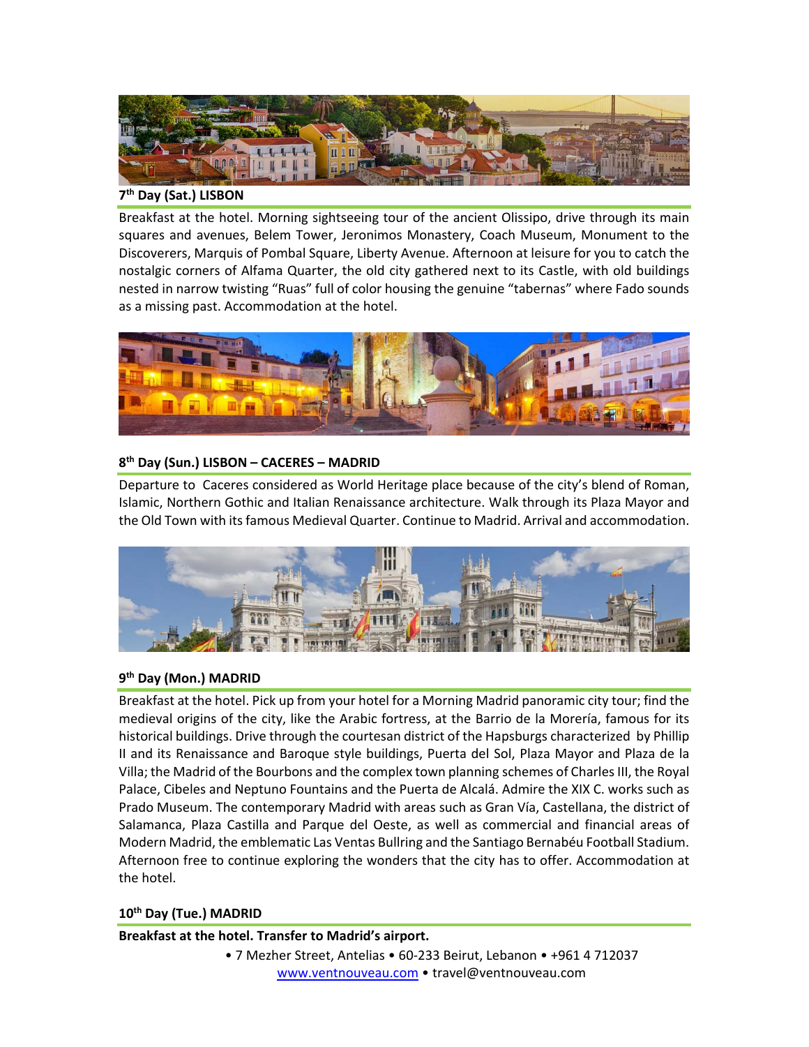### 7th Day (Sat.) LISBON

Breakfast at the hotel. Morning sightseeing tour of the ancient Olissipo, drive through its main squares and avenues, Belem Tower, Jeronimos Monastery, Coach Museum, Monument to the Discoverers, Marquis of Pombal Square, Liberty Avenue. Afternoon at leisure for you to catch the nostalgic corners of Alfama Quarter, the old city gathered next to its Castle, with old buildings nested in narrow twisting "Ruas" full of color housing the genuine "tabernas" where Fado sounds as a missing past. Accommodation at the hotel.

### 8th Day (Sun.) LISBON – CACERES – MADRID

Departure to Caceres considered as World Heritage place because of the city's blend of Roman, Islamic, Northern Gothic and Italian Renaissance architecture. Walk through its Plaza Mayor and the Old Town with its famous Medieval Quarter. Continue to Madrid. Arrival and accommodation.

### 9th Day (Mon.) MADRID

Breakfast at the hotel. Pick up from your hotel for a Morning Madrid panoramic city tour; find the medieval origins of the city, like the Arabic fortress, at the Barrio de la Morería, famous for its historical buildings. Drive through the courtesan district of the Hapsburgs characterized by Phillip II and its Renaissance and Baroque style buildings, Puerta del Sol, Plaza Mayor and Plaza de la Villa; the Madrid of the Bourbons and the complex town planning schemes of Charles III, the Royal Palace, Cibeles and Neptuno Fountains and the Puerta de Alcalá. Admire the XIX C. works such as Prado Museum. The contemporary Madrid with areas such as Gran Vía, Castellana, the district of Salamanca, Plaza Castilla and Parque del Oeste, as well as commercial and financial areas of Modern Madrid, the emblematic Las Ventas Bullring and the Santiago Bernabéu Football Stadium. Afternoon free to continue exploring the wonders that the city has to offer. Accommodation at the hotel.

### 10th Day (Tue.) MADRID

**Breakfast at the hotel. Transfer to Madrid's airport.**

• 7 Mezher Street, Antelias • 60-233 Beirut, Lebanon • +961 4 712037
www.ventnouveau.com • travel@ventnouveau.com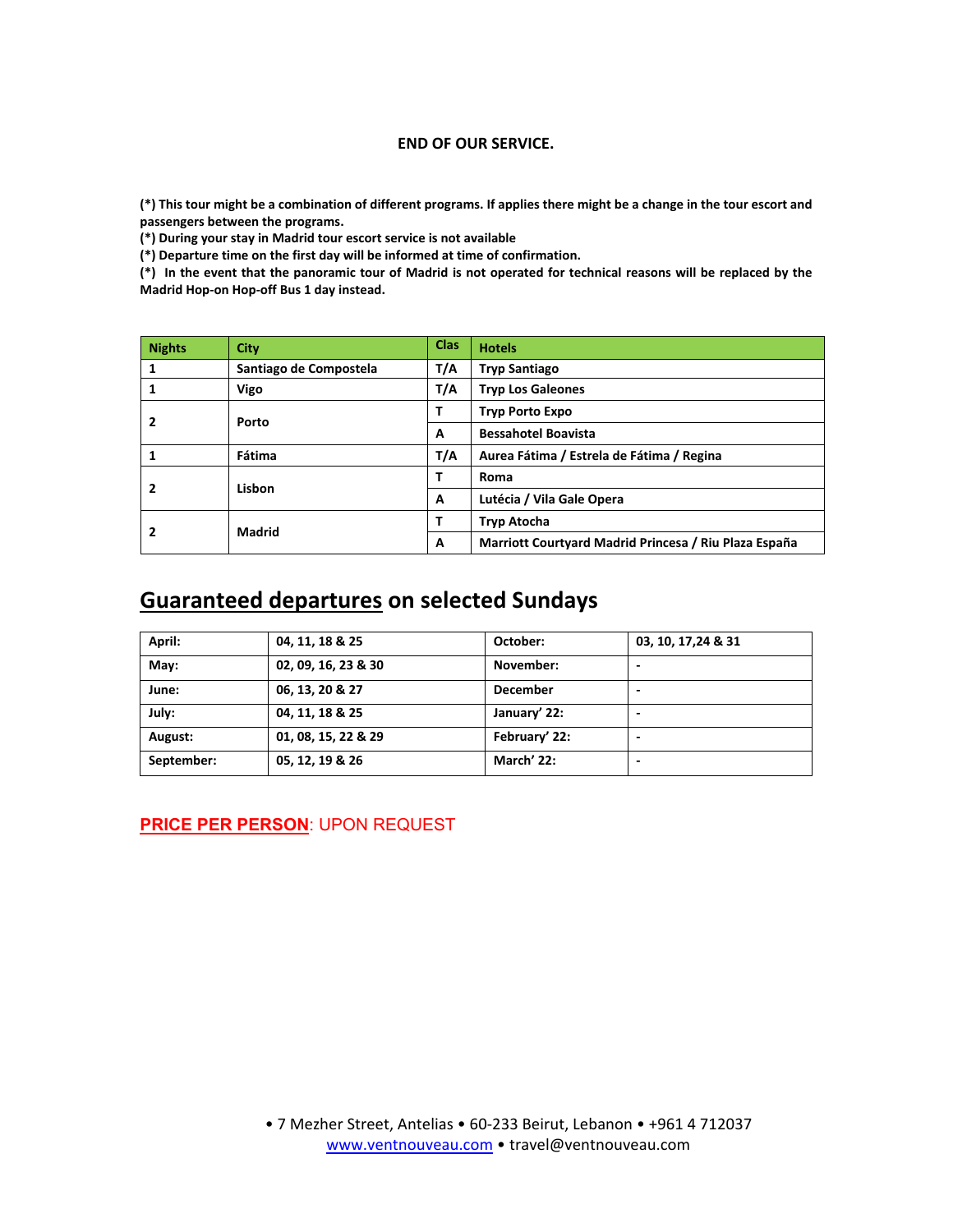**END OF OUR SERVICE.**

**(\*) This tour might be a combination of different programs. If applies there might be a change in the tour escort and passengers between the programs.**
**(\*) During your stay in Madrid tour escort service is not available**
**(\*) Departure time on the first day will be informed at time of confirmation.**
**(\*) In the event that the panoramic tour of Madrid is not operated for technical reasons will be replaced by the Madrid Hop-on Hop-off Bus 1 day instead.**

| Nights | City | Clas | Hotels |
|---|---|---|---|
| 1 | Santiago de Compostela | T/A | Tryp Santiago |
| 1 | Vigo | T/A | Tryp Los Galeones |
| 2 | Porto | T | Tryp Porto Expo |
| | | A | Bessahotel Boavista |
| 1 | Fátima | T/A | Aurea Fátima / Estrela de Fátima / Regina |
| 2 | Lisbon | T | Roma |
| | | A | Lutécia / Vila Gale Opera |
| 2 | Madrid | T | Tryp Atocha |
| | | A | Marriott Courtyard Madrid Princesa / Riu Plaza España |

## Guaranteed departures on selected Sundays

| | | | |
|---|---|---|---|
| April: | 04, 11, 18 & 25 | October: | 03, 10, 17,24 & 31 |
| May: | 02, 09, 16, 23 & 30 | November: | - |
| June: | 06, 13, 20 & 27 | December | - |
| July: | 04, 11, 18 & 25 | January' 22: | - |
| August: | 01, 08, 15, 22 & 29 | February' 22: | - |
| September: | 05, 12, 19 & 26 | March' 22: | - |

**PRICE PER PERSON**: UPON REQUEST

• 7 Mezher Street, Antelias • 60-233 Beirut, Lebanon • +961 4 712037
www.ventnouveau.com • travel@ventnouveau.com